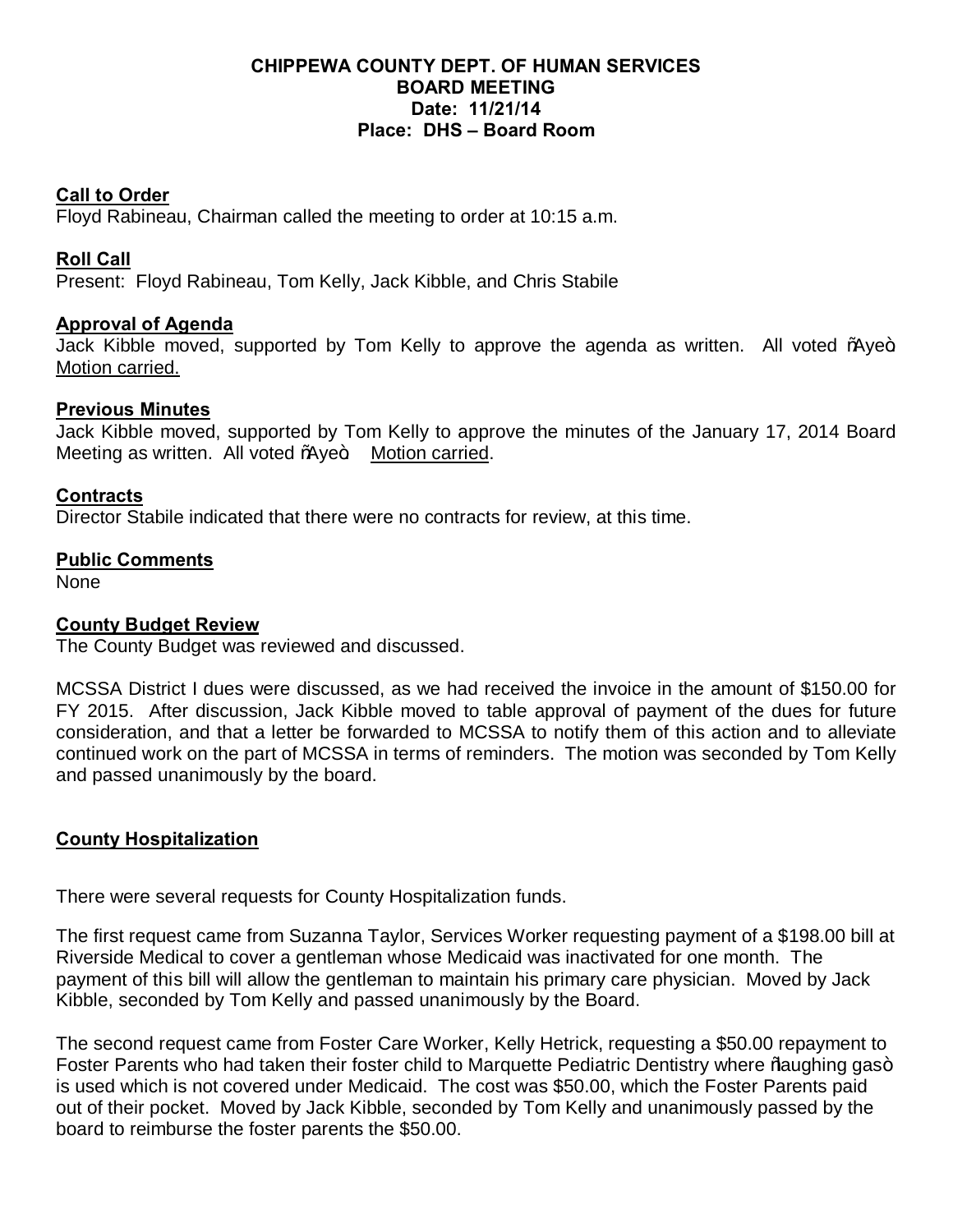**CHIPPEWA COUNTY DEPT. OF HUMAN SERVICES**
**BOARD MEETING**
**Date: 11/21/14**
**Place: DHS – Board Room**

## Call to Order

Floyd Rabineau, Chairman called the meeting to order at 10:15 a.m.

## Roll Call

Present: Floyd Rabineau, Tom Kelly, Jack Kibble, and Chris Stabile

## Approval of Agenda

Jack Kibble moved, supported by Tom Kelly to approve the agenda as written. All voted "Aye." Motion carried.

## Previous Minutes

Jack Kibble moved, supported by Tom Kelly to approve the minutes of the January 17, 2014 Board Meeting as written. All voted "Aye." Motion carried.

## Contracts

Director Stabile indicated that there were no contracts for review, at this time.

## Public Comments

None

## County Budget Review

The County Budget was reviewed and discussed.

MCSSA District I dues were discussed, as we had received the invoice in the amount of $150.00 for FY 2015. After discussion, Jack Kibble moved to table approval of payment of the dues for future consideration, and that a letter be forwarded to MCSSA to notify them of this action and to alleviate continued work on the part of MCSSA in terms of reminders. The motion was seconded by Tom Kelly and passed unanimously by the board.

## County Hospitalization

There were several requests for County Hospitalization funds.

The first request came from Suzanna Taylor, Services Worker requesting payment of a $198.00 bill at Riverside Medical to cover a gentleman whose Medicaid was inactivated for one month. The payment of this bill will allow the gentleman to maintain his primary care physician. Moved by Jack Kibble, seconded by Tom Kelly and passed unanimously by the Board.

The second request came from Foster Care Worker, Kelly Hetrick, requesting a $50.00 repayment to Foster Parents who had taken their foster child to Marquette Pediatric Dentistry where "laughing gas" is used which is not covered under Medicaid. The cost was $50.00, which the Foster Parents paid out of their pocket. Moved by Jack Kibble, seconded by Tom Kelly and unanimously passed by the board to reimburse the foster parents the $50.00.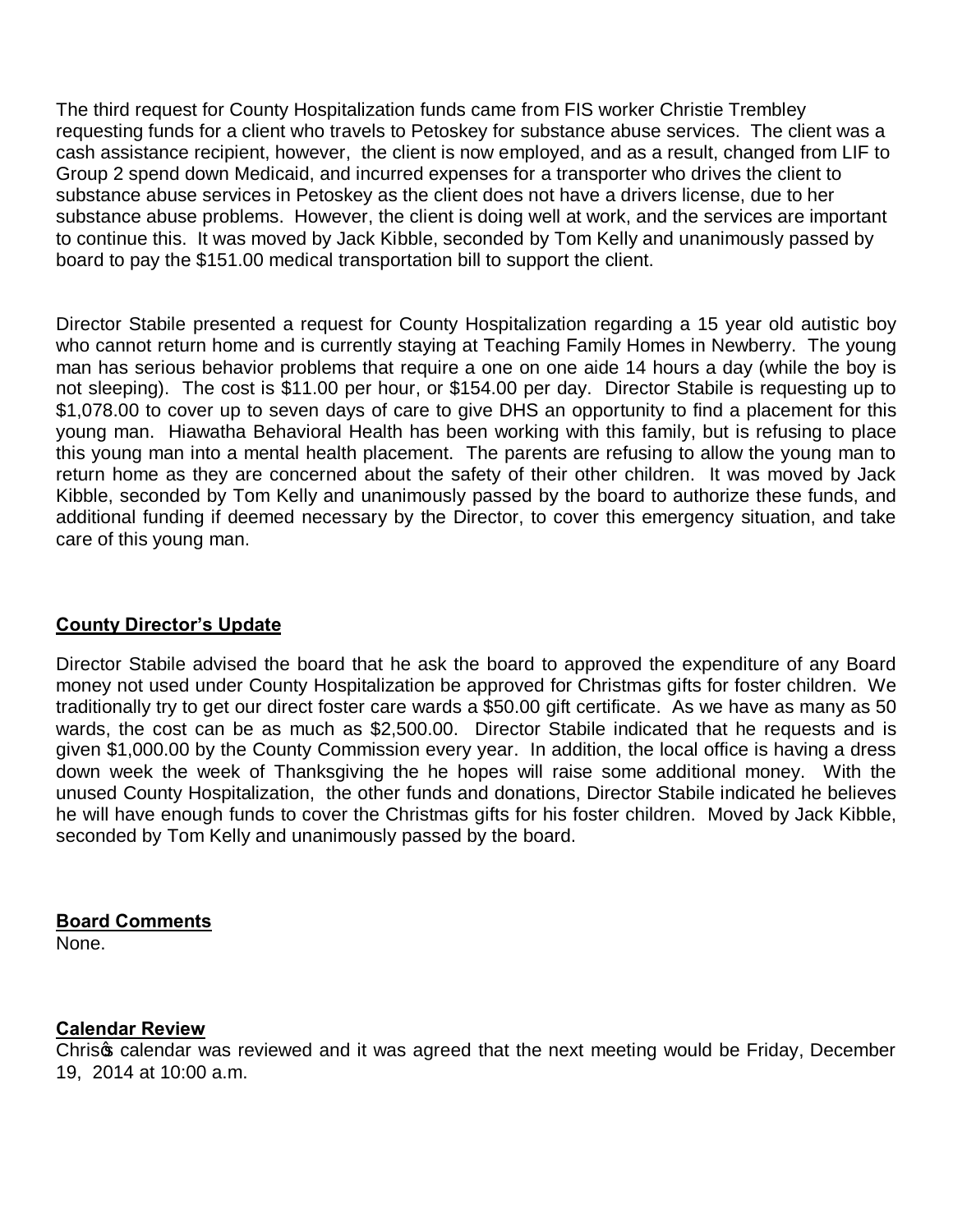The third request for County Hospitalization funds came from FIS worker Christie Trembley requesting funds for a client who travels to Petoskey for substance abuse services. The client was a cash assistance recipient, however, the client is now employed, and as a result, changed from LIF to Group 2 spend down Medicaid, and incurred expenses for a transporter who drives the client to substance abuse services in Petoskey as the client does not have a drivers license, due to her substance abuse problems. However, the client is doing well at work, and the services are important to continue this. It was moved by Jack Kibble, seconded by Tom Kelly and unanimously passed by board to pay the $151.00 medical transportation bill to support the client.

Director Stabile presented a request for County Hospitalization regarding a 15 year old autistic boy who cannot return home and is currently staying at Teaching Family Homes in Newberry. The young man has serious behavior problems that require a one on one aide 14 hours a day (while the boy is not sleeping). The cost is $11.00 per hour, or $154.00 per day. Director Stabile is requesting up to $1,078.00 to cover up to seven days of care to give DHS an opportunity to find a placement for this young man. Hiawatha Behavioral Health has been working with this family, but is refusing to place this young man into a mental health placement. The parents are refusing to allow the young man to return home as they are concerned about the safety of their other children. It was moved by Jack Kibble, seconded by Tom Kelly and unanimously passed by the board to authorize these funds, and additional funding if deemed necessary by the Director, to cover this emergency situation, and take care of this young man.

**County Director's Update**

Director Stabile advised the board that he ask the board to approved the expenditure of any Board money not used under County Hospitalization be approved for Christmas gifts for foster children. We traditionally try to get our direct foster care wards a $50.00 gift certificate. As we have as many as 50 wards, the cost can be as much as $2,500.00. Director Stabile indicated that he requests and is given $1,000.00 by the County Commission every year. In addition, the local office is having a dress down week the week of Thanksgiving the he hopes will raise some additional money. With the unused County Hospitalization, the other funds and donations, Director Stabile indicated he believes he will have enough funds to cover the Christmas gifts for his foster children. Moved by Jack Kibble, seconded by Tom Kelly and unanimously passed by the board.

**Board Comments**

None.

**Calendar Review**

Chris's calendar was reviewed and it was agreed that the next meeting would be Friday, December 19, 2014 at 10:00 a.m.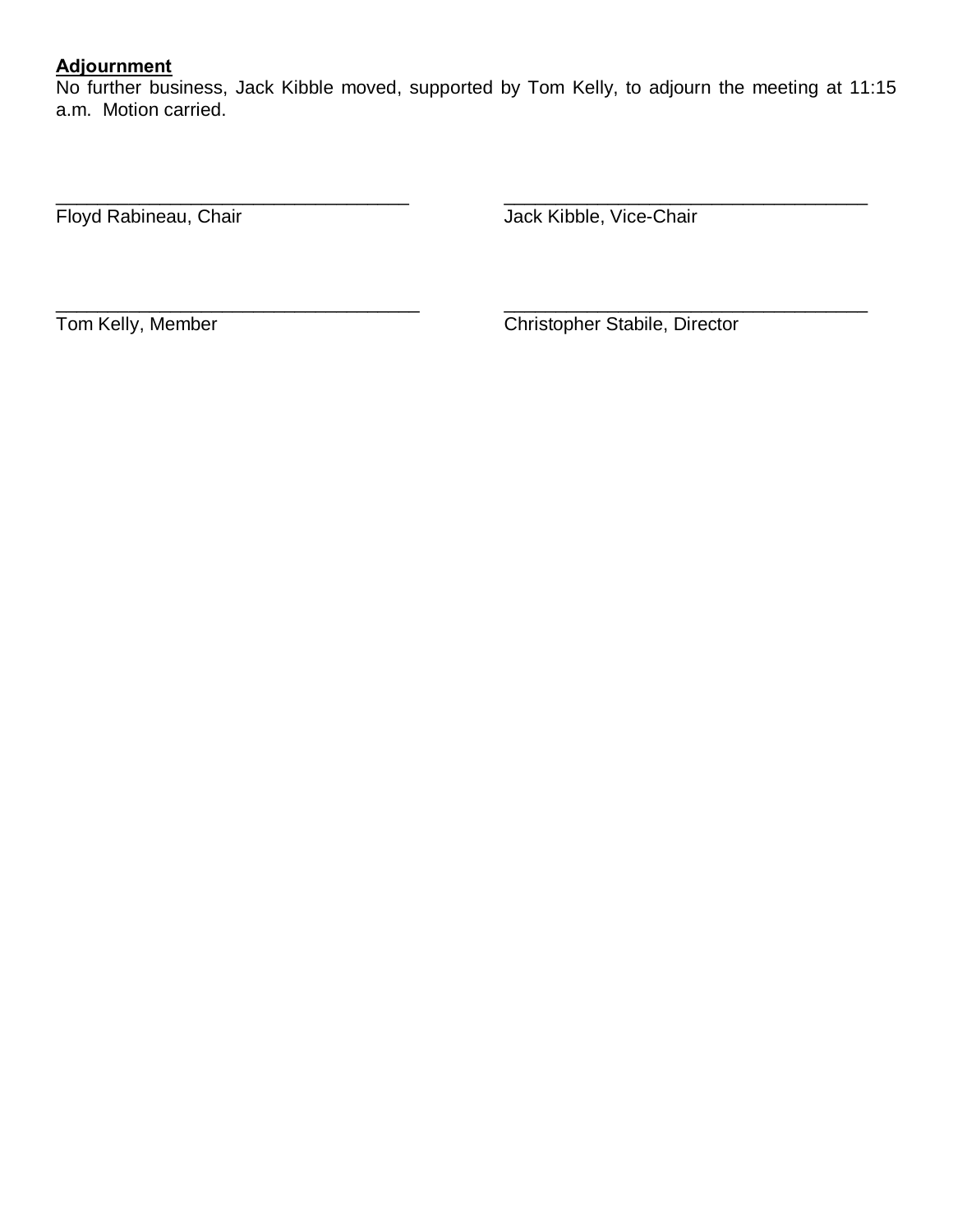**Adjournment**

No further business, Jack Kibble moved, supported by Tom Kelly, to adjourn the meeting at 11:15 a.m. Motion carried.

| | |
|---|---|
| ___________________________________ | ___________________________________ |
| Floyd Rabineau, Chair | Jack Kibble, Vice-Chair |
| ___________________________________ | ___________________________________ |
| Tom Kelly, Member | Christopher Stabile, Director |